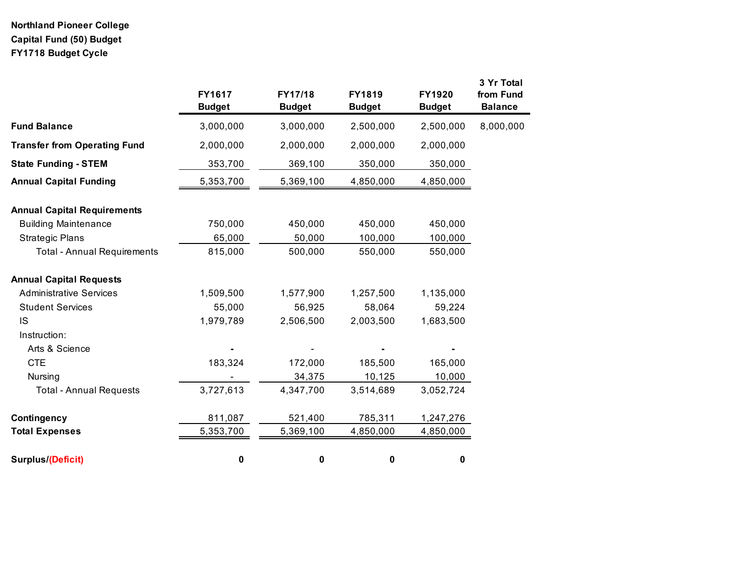**Northland Pioneer College**
**Capital Fund (50) Budget**
**FY1718 Budget Cycle**

| | FY1617 Budget | FY17/18 Budget | FY1819 Budget | FY1920 Budget | 3 Yr Total from Fund Balance |
|---|---|---|---|---|---|
| **Fund Balance** | 3,000,000 | 3,000,000 | 2,500,000 | 2,500,000 | 8,000,000 |
| **Transfer from Operating Fund** | 2,000,000 | 2,000,000 | 2,000,000 | 2,000,000 | |
| **State Funding - STEM** | 353,700 | 369,100 | 350,000 | 350,000 | |
| **Annual Capital Funding** | 5,353,700 | 5,369,100 | 4,850,000 | 4,850,000 | |
| | | | | | |
| **Annual Capital Requirements** | | | | | |
| Building Maintenance | 750,000 | 450,000 | 450,000 | 450,000 | |
| Strategic Plans | 65,000 | 50,000 | 100,000 | 100,000 | |
| Total - Annual Requirements | 815,000 | 500,000 | 550,000 | 550,000 | |
| | | | | | |
| **Annual Capital Requests** | | | | | |
| Administrative Services | 1,509,500 | 1,577,900 | 1,257,500 | 1,135,000 | |
| Student Services | 55,000 | 56,925 | 58,064 | 59,224 | |
| IS | 1,979,789 | 2,506,500 | 2,003,500 | 1,683,500 | |
| Instruction: | | | | | |
| Arts & Science | - | - | - | - | |
| CTE | 183,324 | 172,000 | 185,500 | 165,000 | |
| Nursing | - | 34,375 | 10,125 | 10,000 | |
| Total - Annual Requests | 3,727,613 | 4,347,700 | 3,514,689 | 3,052,724 | |
| | | | | | |
| **Contingency** | 811,087 | 521,400 | 785,311 | 1,247,276 | |
| **Total Expenses** | 5,353,700 | 5,369,100 | 4,850,000 | 4,850,000 | |
| | | | | | |
| **Surplus/(Deficit)** | **0** | **0** | **0** | **0** | |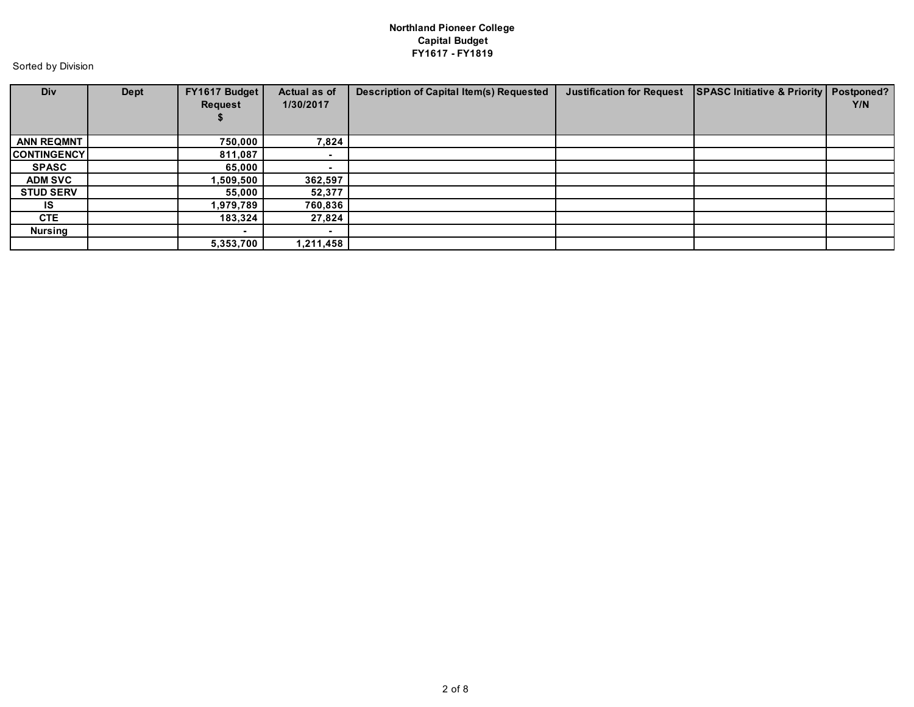**Northland Pioneer College**
**Capital Budget**
**FY1617 - FY1819**

Sorted by Division

| Div | Dept | FY1617 Budget Request $ | Actual as of 1/30/2017 | Description of Capital Item(s) Requested | Justification for Request | SPASC Initiative & Priority | Postponed? Y/N |
|---|---|---|---|---|---|---|---|
| ANN REQMNT | | 750,000 | 7,824 | | | | |
| CONTINGENCY | | 811,087 | - | | | | |
| SPASC | | 65,000 | - | | | | |
| ADM SVC | | 1,509,500 | 362,597 | | | | |
| STUD SERV | | 55,000 | 52,377 | | | | |
| IS | | 1,979,789 | 760,836 | | | | |
| CTE | | 183,324 | 27,824 | | | | |
| Nursing | | - | - | | | | |
| | | 5,353,700 | 1,211,458 | | | | |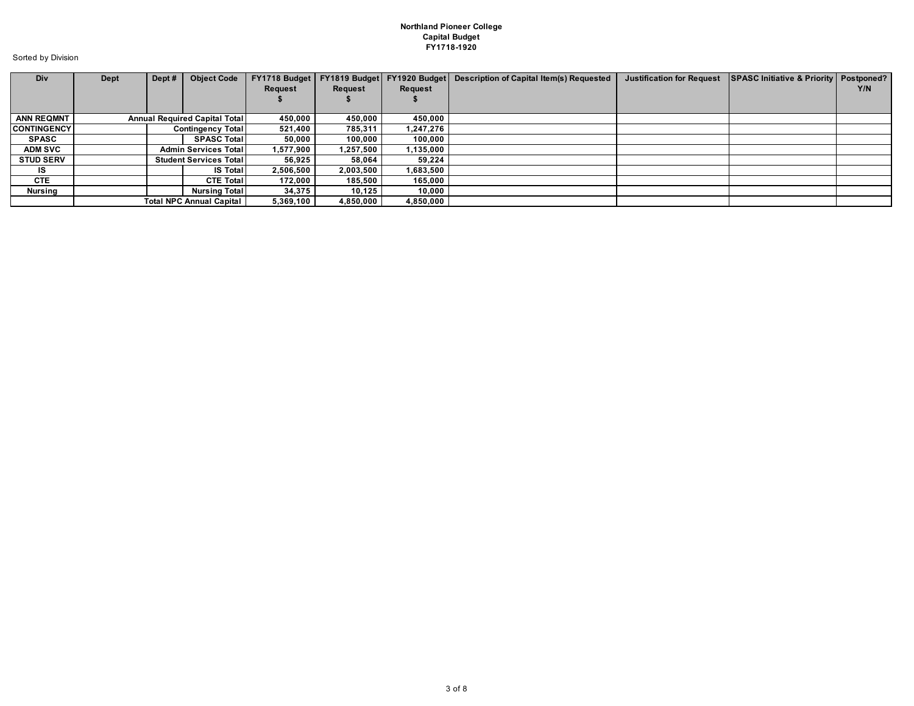**Northland Pioneer College**
**Capital Budget**
**FY1718-1920**

Sorted by Division

| Div | Dept | Dept # | Object Code | FY1718 Budget Request $ | FY1819 Budget Request $ | FY1920 Budget Request $ | Description of Capital Item(s) Requested | Justification for Request | SPASC Initiative & Priority | Postponed? Y/N |
|---|---|---|---|---|---|---|---|---|---|---|
| ANN REQMNT | Annual Required Capital Total | | | 450,000 | 450,000 | 450,000 | | | | |
| CONTINGENCY | | Contingency Total | | 521,400 | 785,311 | 1,247,276 | | | | |
| SPASC | | | SPASC Total | 50,000 | 100,000 | 100,000 | | | | |
| ADM SVC | | Admin Services Total | | 1,577,900 | 1,257,500 | 1,135,000 | | | | |
| STUD SERV | | Student Services Total | | 56,925 | 58,064 | 59,224 | | | | |
| IS | | | IS Total | 2,506,500 | 2,003,500 | 1,683,500 | | | | |
| CTE | | | CTE Total | 172,000 | 185,500 | 165,000 | | | | |
| Nursing | | | Nursing Total | 34,375 | 10,125 | 10,000 | | | | |
| | Total NPC Annual Capital | | | 5,369,100 | 4,850,000 | 4,850,000 | | | | |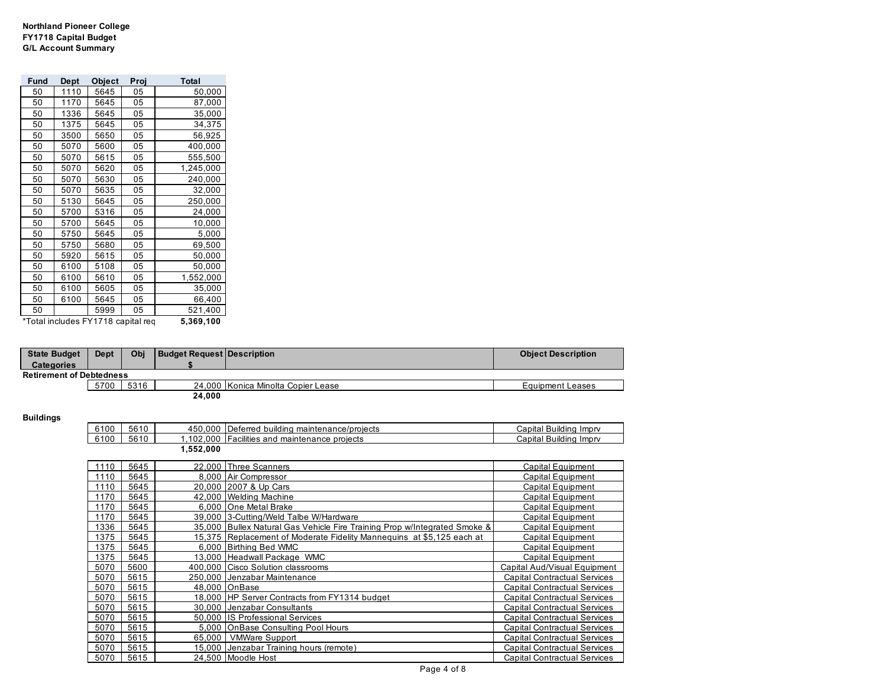**Northland Pioneer College**
**FY1718 Capital Budget**
**G/L Account Summary**

| Fund | Dept | Object | Proj | Total |
|---|---|---|---|---|
| 50 | 1110 | 5645 | 05 | 50,000 |
| 50 | 1170 | 5645 | 05 | 87,000 |
| 50 | 1336 | 5645 | 05 | 35,000 |
| 50 | 1375 | 5645 | 05 | 34,375 |
| 50 | 3500 | 5650 | 05 | 56,925 |
| 50 | 5070 | 5600 | 05 | 400,000 |
| 50 | 5070 | 5615 | 05 | 555,500 |
| 50 | 5070 | 5620 | 05 | 1,245,000 |
| 50 | 5070 | 5630 | 05 | 240,000 |
| 50 | 5070 | 5635 | 05 | 32,000 |
| 50 | 5130 | 5645 | 05 | 250,000 |
| 50 | 5700 | 5316 | 05 | 24,000 |
| 50 | 5700 | 5645 | 05 | 10,000 |
| 50 | 5750 | 5645 | 05 | 5,000 |
| 50 | 5750 | 5680 | 05 | 69,500 |
| 50 | 5920 | 5615 | 05 | 50,000 |
| 50 | 6100 | 5108 | 05 | 50,000 |
| 50 | 6100 | 5610 | 05 | 1,552,000 |
| 50 | 6100 | 5605 | 05 | 35,000 |
| 50 | 6100 | 5645 | 05 | 66,400 |
| 50 | | 5999 | 05 | 521,400 |
| *Total includes FY1718 capital req | | | | **5,369,100** |

| State Budget Categories | Dept | Obj | Budget Request $ | Description | Object Description |
|---|---|---|---|---|---|
| **Retirement of Debtedness** | | | | | |
| | 5700 | 5316 | 24,000 | Konica Minolta Copier Lease | Equipment Leases |
| | | | **24,000** | | |
| **Buildings** | | | | | |
| | 6100 | 5610 | 450,000 | Deferred building maintenance/projects | Capital Building Imprv |
| | 6100 | 5610 | 1,102,000 | Facilities and maintenance projects | Capital Building Imprv |
| | | | **1,552,000** | | |
| | 1110 | 5645 | 22,000 | Three Scanners | Capital Equipment |
| | 1110 | 5645 | 8,000 | Air Compressor | Capital Equipment |
| | 1110 | 5645 | 20,000 | 2007 & Up Cars | Capital Equipment |
| | 1170 | 5645 | 42,000 | Welding Machine | Capital Equipment |
| | 1170 | 5645 | 6,000 | One Metal Brake | Capital Equipment |
| | 1170 | 5645 | 39,000 | 3-Cutting/Weld Talbe W/Hardware | Capital Equipment |
| | 1336 | 5645 | 35,000 | Bullex Natural Gas Vehicle Fire Training Prop w/Integrated Smoke & | Capital Equipment |
| | 1375 | 5645 | 15,375 | Replacement of Moderate Fidelity Mannequins at $5,125 each at | Capital Equipment |
| | 1375 | 5645 | 6,000 | Birthing Bed WMC | Capital Equipment |
| | 1375 | 5645 | 13,000 | Headwall Package WMC | Capital Equipment |
| | 5070 | 5600 | 400,000 | Cisco Solution classrooms | Capital Aud/Visual Equipment |
| | 5070 | 5615 | 250,000 | Jenzabar Maintenance | Capital Contractual Services |
| | 5070 | 5615 | 48,000 | OnBase | Capital Contractual Services |
| | 5070 | 5615 | 18,000 | HP Server Contracts from FY1314 budget | Capital Contractual Services |
| | 5070 | 5615 | 30,000 | Jenzabar Consultants | Capital Contractual Services |
| | 5070 | 5615 | 50,000 | IS Professional Services | Capital Contractual Services |
| | 5070 | 5615 | 5,000 | OnBase Consulting Pool Hours | Capital Contractual Services |
| | 5070 | 5615 | 65,000 | VMWare Support | Capital Contractual Services |
| | 5070 | 5615 | 15,000 | Jenzabar Training hours (remote) | Capital Contractual Services |
| | 5070 | 5615 | 24,500 | Moodle Host | Capital Contractual Services |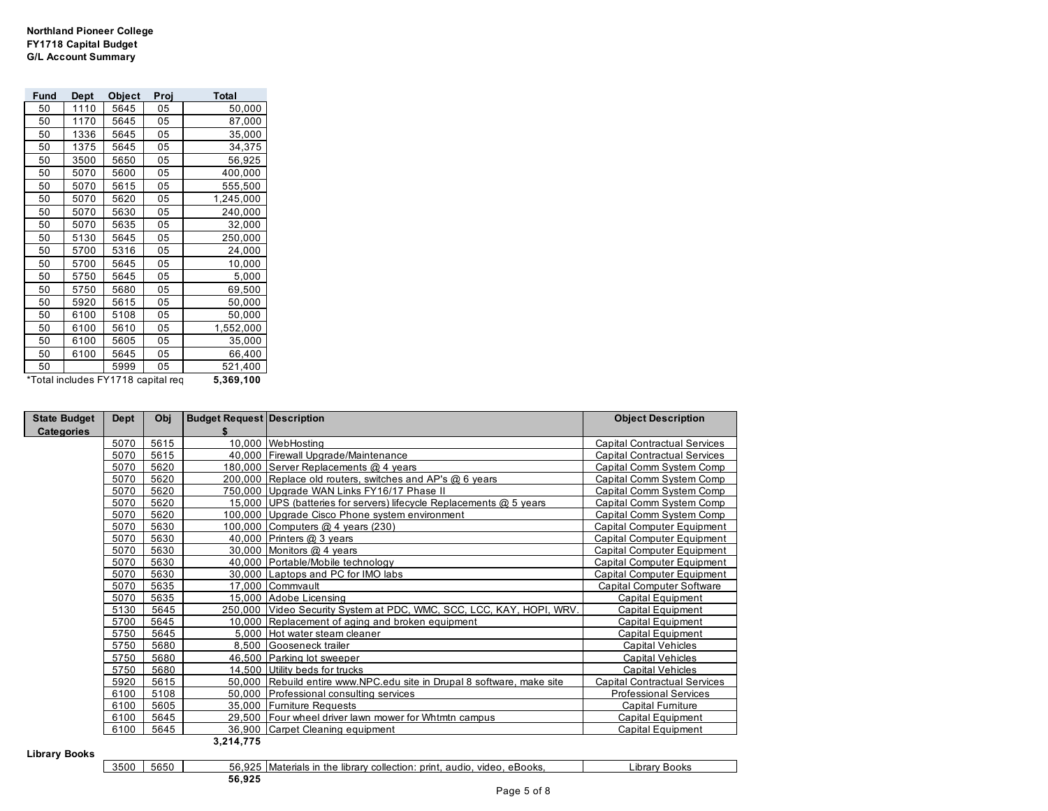**Northland Pioneer College**
**FY1718 Capital Budget**
**G/L Account Summary**

| Fund | Dept | Object | Proj | Total |
|---|---|---|---|---|
| 50 | 1110 | 5645 | 05 | 50,000 |
| 50 | 1170 | 5645 | 05 | 87,000 |
| 50 | 1336 | 5645 | 05 | 35,000 |
| 50 | 1375 | 5645 | 05 | 34,375 |
| 50 | 3500 | 5650 | 05 | 56,925 |
| 50 | 5070 | 5600 | 05 | 400,000 |
| 50 | 5070 | 5615 | 05 | 555,500 |
| 50 | 5070 | 5620 | 05 | 1,245,000 |
| 50 | 5070 | 5630 | 05 | 240,000 |
| 50 | 5070 | 5635 | 05 | 32,000 |
| 50 | 5130 | 5645 | 05 | 250,000 |
| 50 | 5700 | 5316 | 05 | 24,000 |
| 50 | 5700 | 5645 | 05 | 10,000 |
| 50 | 5750 | 5645 | 05 | 5,000 |
| 50 | 5750 | 5680 | 05 | 69,500 |
| 50 | 5920 | 5615 | 05 | 50,000 |
| 50 | 6100 | 5108 | 05 | 50,000 |
| 50 | 6100 | 5610 | 05 | 1,552,000 |
| 50 | 6100 | 5605 | 05 | 35,000 |
| 50 | 6100 | 5645 | 05 | 66,400 |
| 50 | | 5999 | 05 | 521,400 |
| *Total includes FY1718 capital req | | | | **5,369,100** |

| State Budget Categories | Dept | Obj | Budget Request $ | Description | Object Description |
|---|---|---|---|---|---|
| | 5070 | 5615 | 10,000 | WebHosting | Capital Contractual Services |
| | 5070 | 5615 | 40,000 | Firewall Upgrade/Maintenance | Capital Contractual Services |
| | 5070 | 5620 | 180,000 | Server Replacements @ 4 years | Capital Comm System Comp |
| | 5070 | 5620 | 200,000 | Replace old routers, switches and AP's @ 6 years | Capital Comm System Comp |
| | 5070 | 5620 | 750,000 | Upgrade WAN Links FY16/17 Phase II | Capital Comm System Comp |
| | 5070 | 5620 | 15,000 | UPS (batteries for servers) lifecycle Replacements @ 5 years | Capital Comm System Comp |
| | 5070 | 5620 | 100,000 | Upgrade Cisco Phone system environment | Capital Comm System Comp |
| | 5070 | 5630 | 100,000 | Computers @ 4 years (230) | Capital Computer Equipment |
| | 5070 | 5630 | 40,000 | Printers @ 3 years | Capital Computer Equipment |
| | 5070 | 5630 | 30,000 | Monitors @ 4 years | Capital Computer Equipment |
| | 5070 | 5630 | 40,000 | Portable/Mobile technology | Capital Computer Equipment |
| | 5070 | 5630 | 30,000 | Laptops and PC for IMO labs | Capital Computer Equipment |
| | 5070 | 5635 | 17,000 | Commvault | Capital Computer Software |
| | 5070 | 5635 | 15,000 | Adobe Licensing | Capital Equipment |
| | 5130 | 5645 | 250,000 | Video Security System at PDC, WMC, SCC, LCC, KAY, HOPI, WRV. | Capital Equipment |
| | 5700 | 5645 | 10,000 | Replacement of aging and broken equipment | Capital Equipment |
| | 5750 | 5645 | 5,000 | Hot water steam cleaner | Capital Equipment |
| | 5750 | 5680 | 8,500 | Gooseneck trailer | Capital Vehicles |
| | 5750 | 5680 | 46,500 | Parking lot sweeper | Capital Vehicles |
| | 5750 | 5680 | 14,500 | Utility beds for trucks | Capital Vehicles |
| | 5920 | 5615 | 50,000 | Rebuild entire www.NPC.edu site in Drupal 8 software, make site | Capital Contractual Services |
| | 6100 | 5108 | 50,000 | Professional consulting services | Professional Services |
| | 6100 | 5605 | 35,000 | Furniture Requests | Capital Furniture |
| | 6100 | 5645 | 29,500 | Four wheel driver lawn mower for Whtmtn campus | Capital Equipment |
| | 6100 | 5645 | 36,900 | Carpet Cleaning equipment | Capital Equipment |
| | | | **3,214,775** | | |
| **Library Books** | | | | | |
| | 3500 | 5650 | 56,925 | Materials in the library collection: print, audio, video, eBooks, | Library Books |
| | | | **56,925** | | |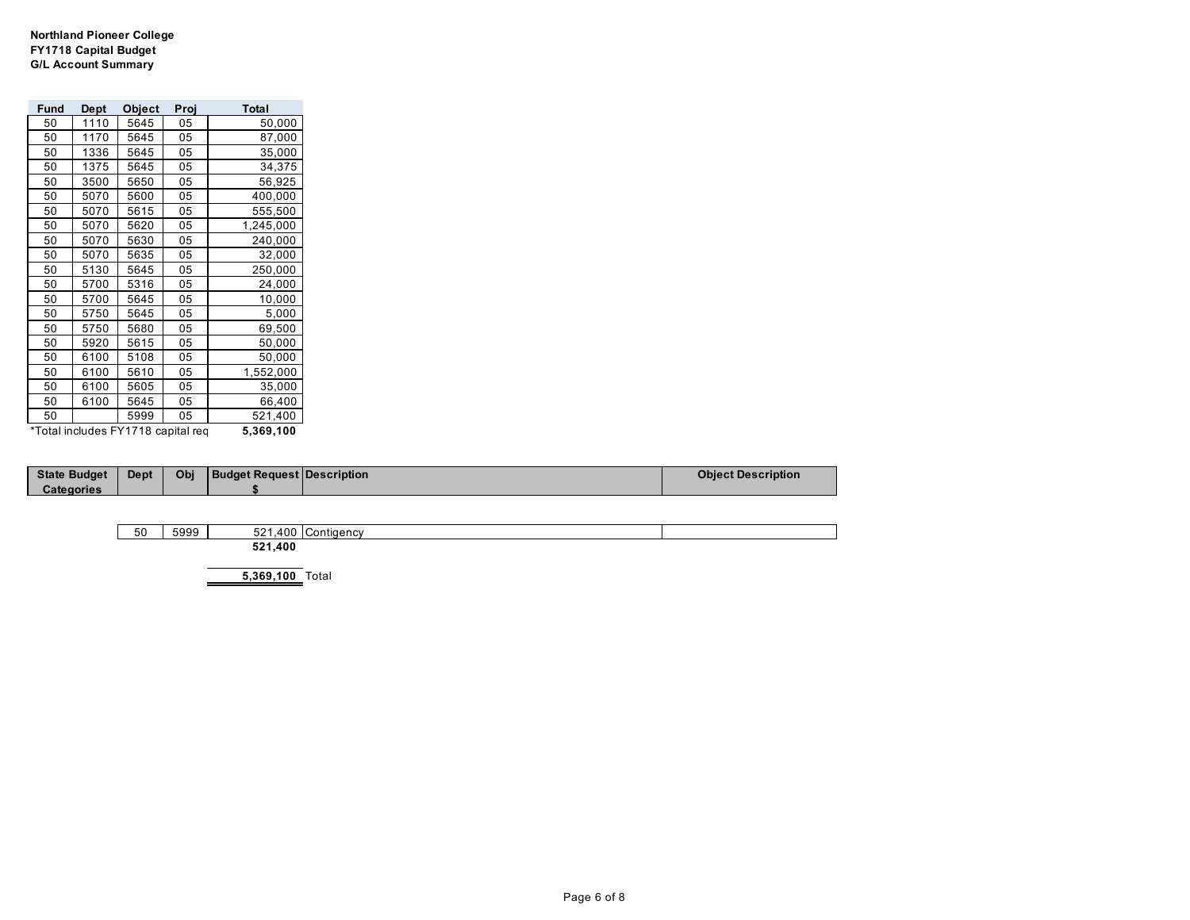**Northland Pioneer College**
**FY1718 Capital Budget**
**G/L Account Summary**

| Fund | Dept | Object | Proj | Total |
|---|---|---|---|---|
| 50 | 1110 | 5645 | 05 | 50,000 |
| 50 | 1170 | 5645 | 05 | 87,000 |
| 50 | 1336 | 5645 | 05 | 35,000 |
| 50 | 1375 | 5645 | 05 | 34,375 |
| 50 | 3500 | 5650 | 05 | 56,925 |
| 50 | 5070 | 5600 | 05 | 400,000 |
| 50 | 5070 | 5615 | 05 | 555,500 |
| 50 | 5070 | 5620 | 05 | 1,245,000 |
| 50 | 5070 | 5630 | 05 | 240,000 |
| 50 | 5070 | 5635 | 05 | 32,000 |
| 50 | 5130 | 5645 | 05 | 250,000 |
| 50 | 5700 | 5316 | 05 | 24,000 |
| 50 | 5700 | 5645 | 05 | 10,000 |
| 50 | 5750 | 5645 | 05 | 5,000 |
| 50 | 5750 | 5680 | 05 | 69,500 |
| 50 | 5920 | 5615 | 05 | 50,000 |
| 50 | 6100 | 5108 | 05 | 50,000 |
| 50 | 6100 | 5610 | 05 | 1,552,000 |
| 50 | 6100 | 5605 | 05 | 35,000 |
| 50 | 6100 | 5645 | 05 | 66,400 |
| 50 | | 5999 | 05 | 521,400 |
| *Total includes FY1718 capital req | | | | **5,369,100** |

| State Budget Categories | Dept | Obj | Budget Request $ | Description | Object Description |
|---|---|---|---|---|---|
| | 50 | 5999 | 521,400 | Contigency | |
| | | | **521,400** | | |
| | | | **5,369,100** | Total | |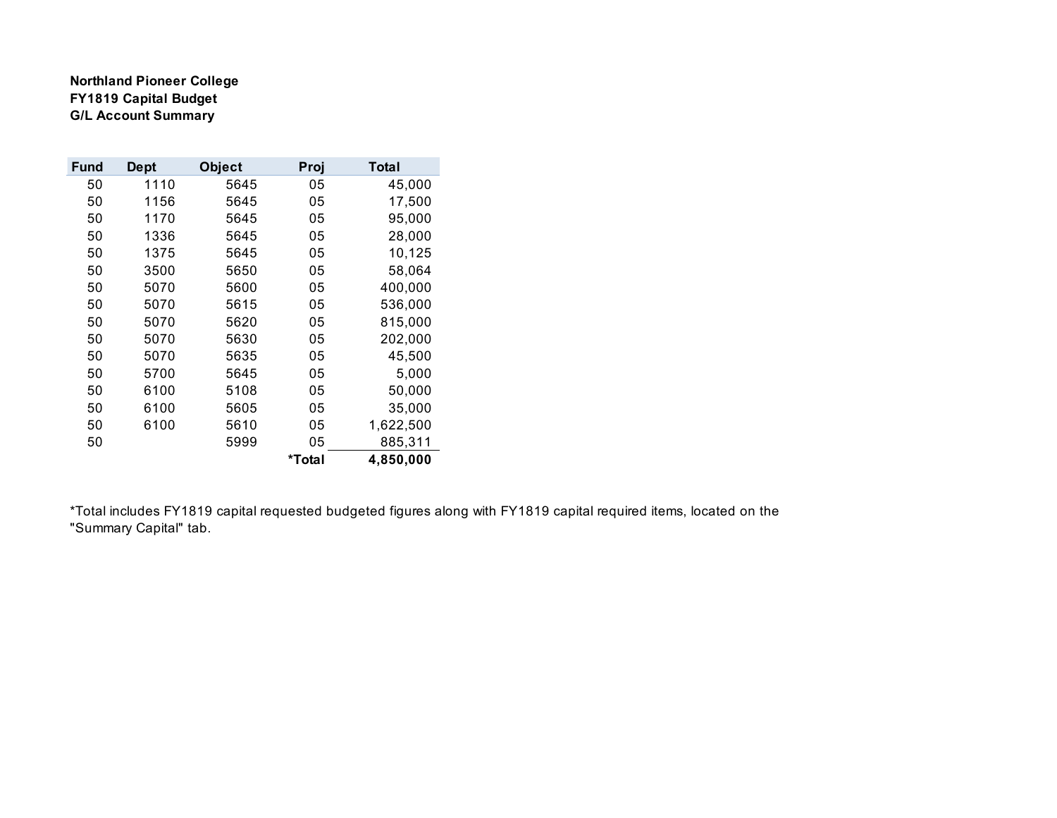**Northland Pioneer College**
**FY1819 Capital Budget**
**G/L Account Summary**

| Fund | Dept | Object | Proj | Total |
|---|---|---|---|---|
| 50 | 1110 | 5645 | 05 | 45,000 |
| 50 | 1156 | 5645 | 05 | 17,500 |
| 50 | 1170 | 5645 | 05 | 95,000 |
| 50 | 1336 | 5645 | 05 | 28,000 |
| 50 | 1375 | 5645 | 05 | 10,125 |
| 50 | 3500 | 5650 | 05 | 58,064 |
| 50 | 5070 | 5600 | 05 | 400,000 |
| 50 | 5070 | 5615 | 05 | 536,000 |
| 50 | 5070 | 5620 | 05 | 815,000 |
| 50 | 5070 | 5630 | 05 | 202,000 |
| 50 | 5070 | 5635 | 05 | 45,500 |
| 50 | 5700 | 5645 | 05 | 5,000 |
| 50 | 6100 | 5108 | 05 | 50,000 |
| 50 | 6100 | 5605 | 05 | 35,000 |
| 50 | 6100 | 5610 | 05 | 1,622,500 |
| 50 | | 5999 | 05 | 885,311 |
| | | | ***Total** | **4,850,000** |

*Total includes FY1819 capital requested budgeted figures along with FY1819 capital required items, located on the "Summary Capital" tab.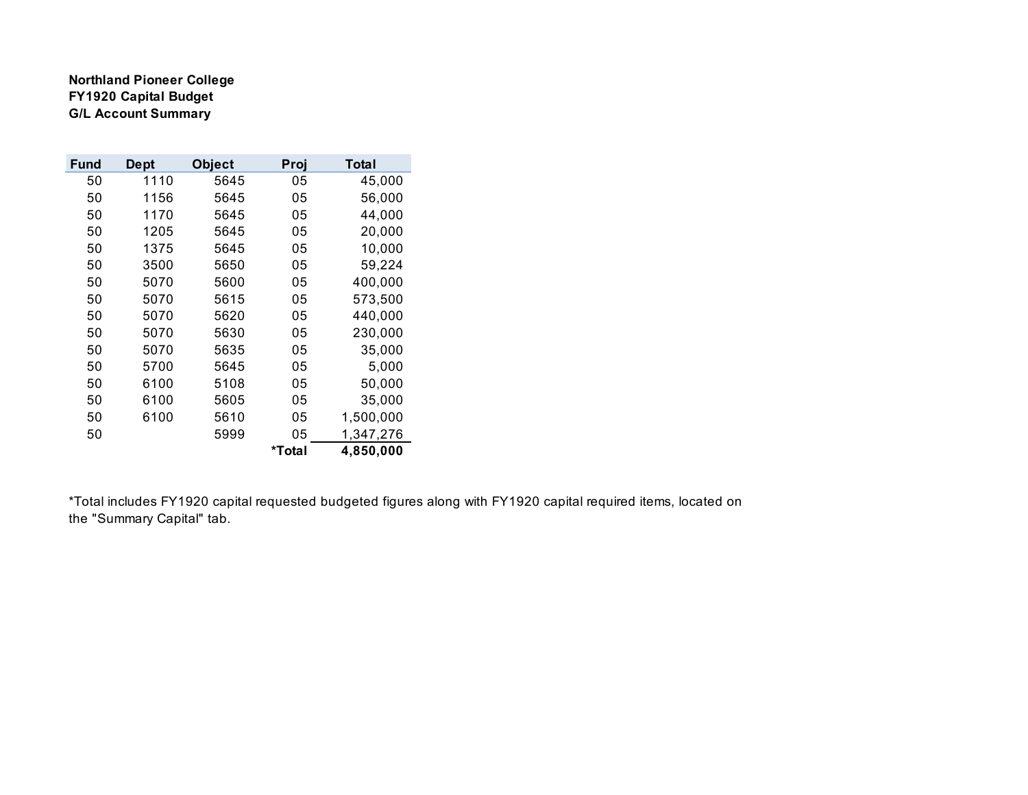**Northland Pioneer College**
**FY1920 Capital Budget**
**G/L Account Summary**

| Fund | Dept | Object | Proj | Total |
|---|---|---|---|---|
| 50 | 1110 | 5645 | 05 | 45,000 |
| 50 | 1156 | 5645 | 05 | 56,000 |
| 50 | 1170 | 5645 | 05 | 44,000 |
| 50 | 1205 | 5645 | 05 | 20,000 |
| 50 | 1375 | 5645 | 05 | 10,000 |
| 50 | 3500 | 5650 | 05 | 59,224 |
| 50 | 5070 | 5600 | 05 | 400,000 |
| 50 | 5070 | 5615 | 05 | 573,500 |
| 50 | 5070 | 5620 | 05 | 440,000 |
| 50 | 5070 | 5630 | 05 | 230,000 |
| 50 | 5070 | 5635 | 05 | 35,000 |
| 50 | 5700 | 5645 | 05 | 5,000 |
| 50 | 6100 | 5108 | 05 | 50,000 |
| 50 | 6100 | 5605 | 05 | 35,000 |
| 50 | 6100 | 5610 | 05 | 1,500,000 |
| 50 | | 5999 | 05 | 1,347,276 |
| | | | ***Total** | **4,850,000** |

*Total includes FY1920 capital requested budgeted figures along with FY1920 capital required items, located on the "Summary Capital" tab.